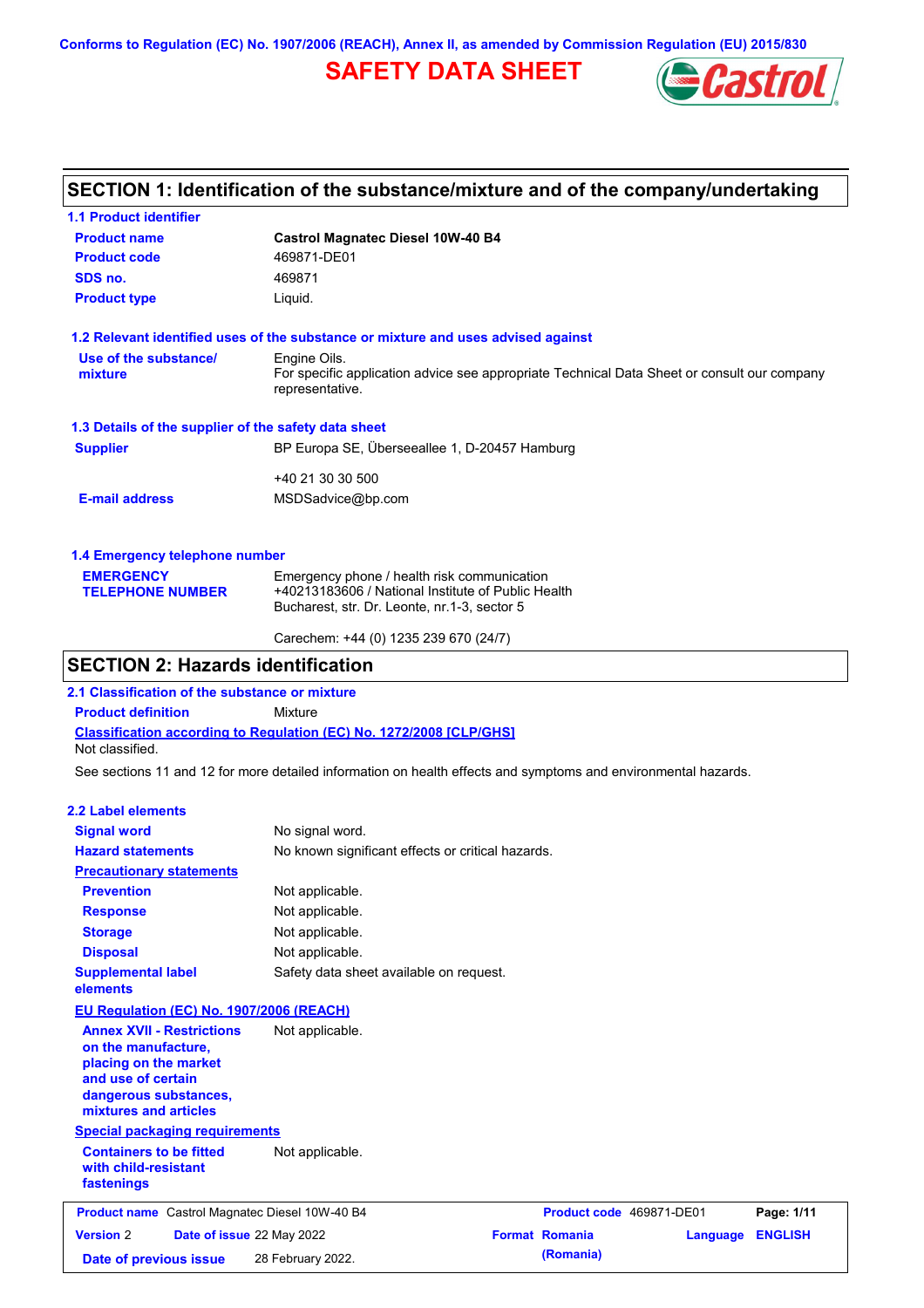Conforms to Regulation (EC) No. 1907/2006 (REACH), Annex II, as amended by Commission Regulation (EU) 2015/830

# SAFETY DATA SHEET

Castrol

## SECTION 1: Identification of the substance/mixture and of the company/undertaking

### 1.1 Product identifier

| | |
|---|---|
| **Product name** | **Castrol Magnatec Diesel 10W-40 B4** |
| **Product code** | 469871-DE01 |
| **SDS no.** | 469871 |
| **Product type** | Liquid. |

### 1.2 Relevant identified uses of the substance or mixture and uses advised against

| | |
|---|---|
| **Use of the substance/ mixture** | Engine Oils. For specific application advice see appropriate Technical Data Sheet or consult our company representative. |

### 1.3 Details of the supplier of the safety data sheet

| | |
|---|---|
| **Supplier** | BP Europa SE, Überseeallee 1, D-20457 Hamburg<br><br>+40 21 30 30 500 |
| **E-mail address** | MSDSadvice@bp.com |

### 1.4 Emergency telephone number

| | |
|---|---|
| **EMERGENCY TELEPHONE NUMBER** | Emergency phone / health risk communication<br>+40213183606 / National Institute of Public Health<br>Bucharest, str. Dr. Leonte, nr.1-3, sector 5<br><br>Carechem: +44 (0) 1235 239 670 (24/7) |

## SECTION 2: Hazards identification

### 2.1 Classification of the substance or mixture

**Product definition** Mixture

**Classification according to Regulation (EC) No. 1272/2008 [CLP/GHS]**

Not classified.

See sections 11 and 12 for more detailed information on health effects and symptoms and environmental hazards.

### 2.2 Label elements

| | |
|---|---|
| **Signal word** | No signal word. |
| **Hazard statements** | No known significant effects or critical hazards. |
| **Precautionary statements** | |
| **Prevention** | Not applicable. |
| **Response** | Not applicable. |
| **Storage** | Not applicable. |
| **Disposal** | Not applicable. |
| **Supplemental label elements** | Safety data sheet available on request. |

**EU Regulation (EC) No. 1907/2006 (REACH)**

| | |
|---|---|
| **Annex XVII - Restrictions on the manufacture, placing on the market and use of certain dangerous substances, mixtures and articles** | Not applicable. |

**Special packaging requirements**

| | |
|---|---|
| **Containers to be fitted with child-resistant fastenings** | Not applicable. |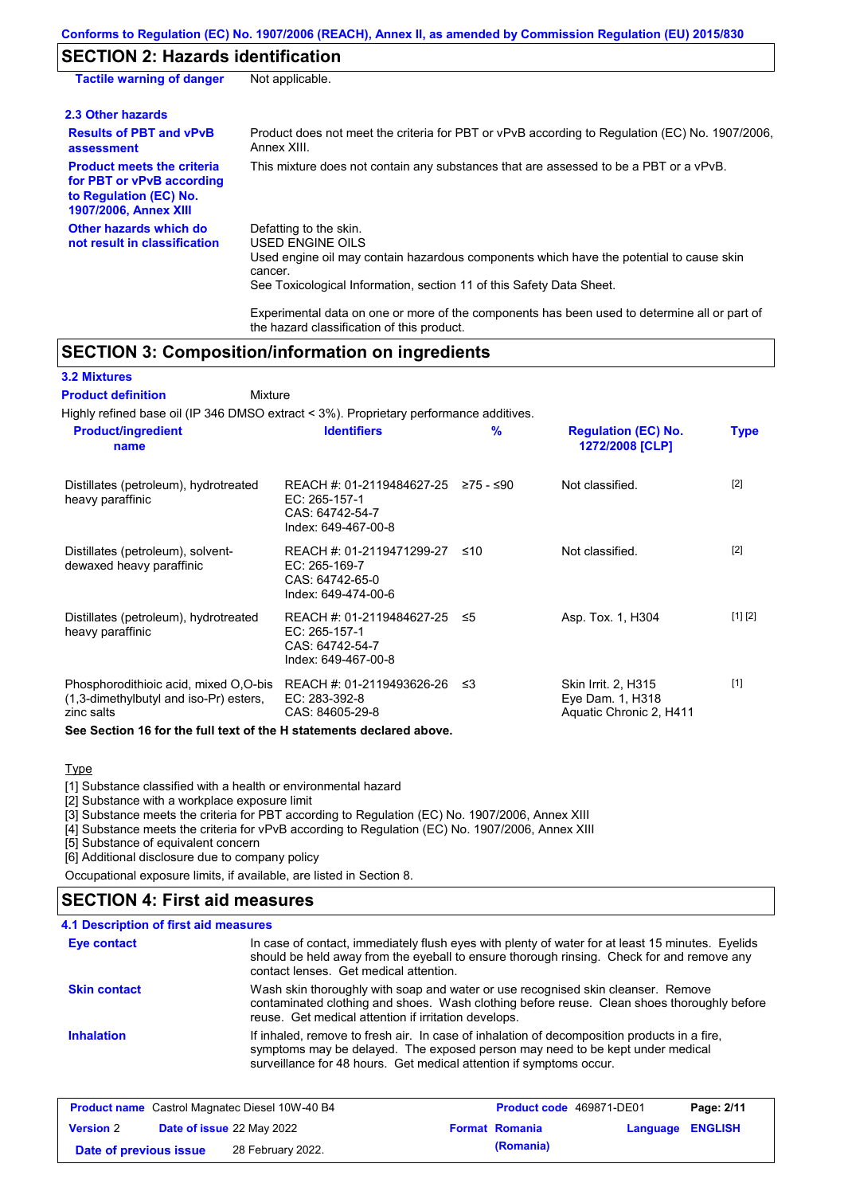Conforms to Regulation (EC) No. 1907/2006 (REACH), Annex II, as amended by Commission Regulation (EU) 2015/830

## SECTION 2: Hazards identification

**Tactile warning of danger** Not applicable.

### 2.3 Other hazards

**Results of PBT and vPvB assessment**
Product does not meet the criteria for PBT or vPvB according to Regulation (EC) No. 1907/2006, Annex XIII.

**Product meets the criteria for PBT or vPvB according to Regulation (EC) No. 1907/2006, Annex XIII**
This mixture does not contain any substances that are assessed to be a PBT or a vPvB.

**Other hazards which do not result in classification**
Defatting to the skin.
USED ENGINE OILS
Used engine oil may contain hazardous components which have the potential to cause skin cancer.
See Toxicological Information, section 11 of this Safety Data Sheet.

Experimental data on one or more of the components has been used to determine all or part of the hazard classification of this product.

## SECTION 3: Composition/information on ingredients

### 3.2 Mixtures

**Product definition** Mixture

Highly refined base oil (IP 346 DMSO extract < 3%). Proprietary performance additives.

| Product/ingredient name | Identifiers | % | Regulation (EC) No. 1272/2008 [CLP] | Type |
|---|---|---|---|---|
| Distillates (petroleum), hydrotreated heavy paraffinic | REACH #: 01-2119484627-25<br>EC: 265-157-1<br>CAS: 64742-54-7<br>Index: 649-467-00-8 | ≥75 - ≤90 | Not classified. | [2] |
| Distillates (petroleum), solvent-dewaxed heavy paraffinic | REACH #: 01-2119471299-27<br>EC: 265-169-7<br>CAS: 64742-65-0<br>Index: 649-474-00-6 | ≤10 | Not classified. | [2] |
| Distillates (petroleum), hydrotreated heavy paraffinic | REACH #: 01-2119484627-25<br>EC: 265-157-1<br>CAS: 64742-54-7<br>Index: 649-467-00-8 | ≤5 | Asp. Tox. 1, H304 | [1] [2] |
| Phosphorodithioic acid, mixed O,O-bis (1,3-dimethylbutyl and iso-Pr) esters, zinc salts | REACH #: 01-2119493626-26<br>EC: 283-392-8<br>CAS: 84605-29-8 | ≤3 | Skin Irrit. 2, H315<br>Eye Dam. 1, H318<br>Aquatic Chronic 2, H411 | [1] |

**See Section 16 for the full text of the H statements declared above.**

Type

[1] Substance classified with a health or environmental hazard
[2] Substance with a workplace exposure limit
[3] Substance meets the criteria for PBT according to Regulation (EC) No. 1907/2006, Annex XIII
[4] Substance meets the criteria for vPvB according to Regulation (EC) No. 1907/2006, Annex XIII
[5] Substance of equivalent concern
[6] Additional disclosure due to company policy

Occupational exposure limits, if available, are listed in Section 8.

## SECTION 4: First aid measures

### 4.1 Description of first aid measures

**Eye contact**
In case of contact, immediately flush eyes with plenty of water for at least 15 minutes. Eyelids should be held away from the eyeball to ensure thorough rinsing. Check for and remove any contact lenses. Get medical attention.

**Skin contact**
Wash skin thoroughly with soap and water or use recognised skin cleanser. Remove contaminated clothing and shoes. Wash clothing before reuse. Clean shoes thoroughly before reuse. Get medical attention if irritation develops.

**Inhalation**
If inhaled, remove to fresh air. In case of inhalation of decomposition products in a fire, symptoms may be delayed. The exposed person may need to be kept under medical surveillance for 48 hours. Get medical attention if symptoms occur.

| Product name | Castrol Magnatec Diesel 10W-40 B4 | Product code | 469871-DE01 | |
|---|---|---|---|---|
| Version | 2 | Date of issue 22 May 2022 | Format Romania (Romania) | Language ENGLISH |
| Date of previous issue | 28 February 2022. | | | |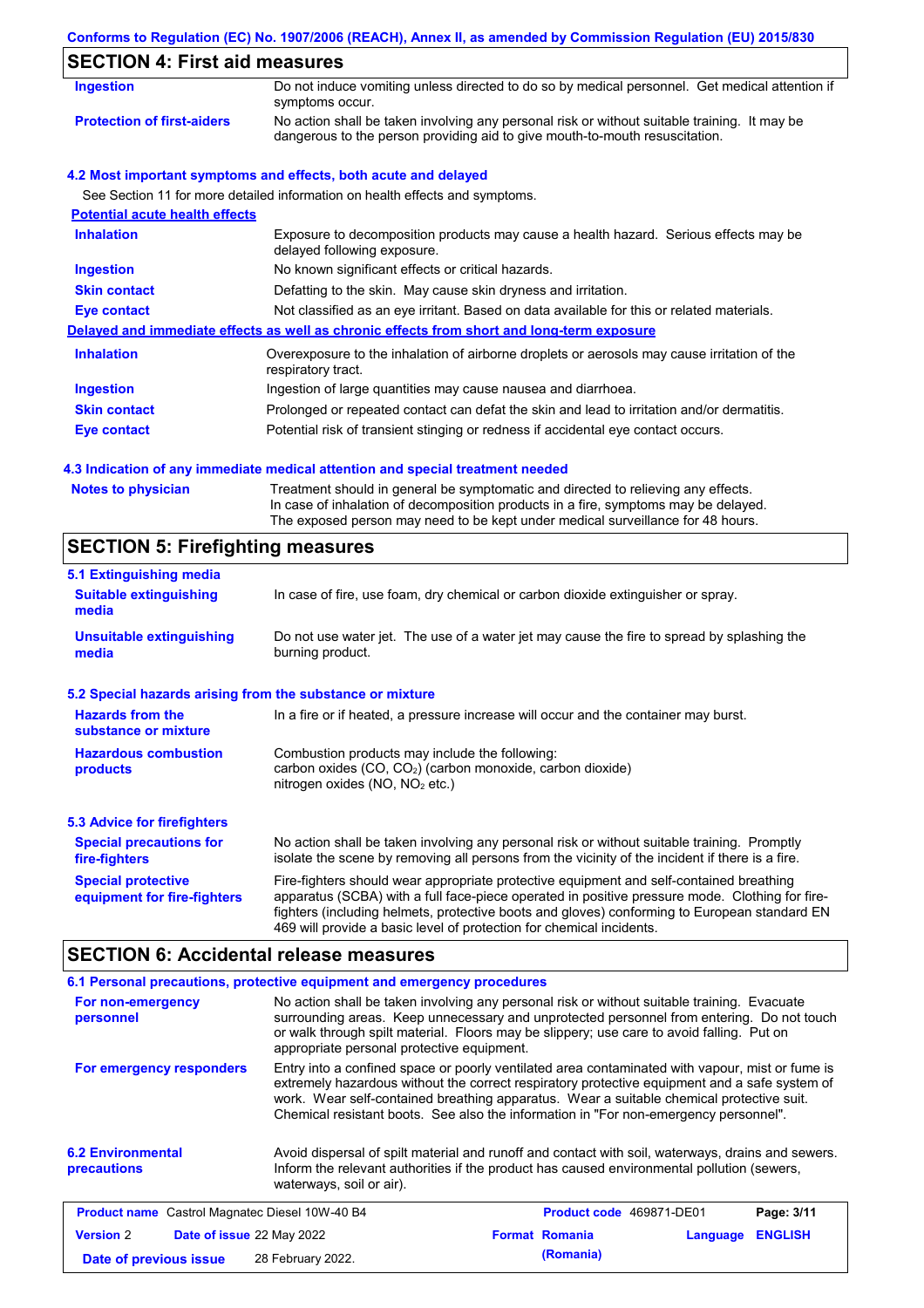## SECTION 4: First aid measures

| | |
|---|---|
| **Ingestion** | Do not induce vomiting unless directed to do so by medical personnel. Get medical attention if symptoms occur. |
| **Protection of first-aiders** | No action shall be taken involving any personal risk or without suitable training. It may be dangerous to the person providing aid to give mouth-to-mouth resuscitation. |

### 4.2 Most important symptoms and effects, both acute and delayed

See Section 11 for more detailed information on health effects and symptoms.

**Potential acute health effects**

| | |
|---|---|
| **Inhalation** | Exposure to decomposition products may cause a health hazard. Serious effects may be delayed following exposure. |
| **Ingestion** | No known significant effects or critical hazards. |
| **Skin contact** | Defatting to the skin. May cause skin dryness and irritation. |
| **Eye contact** | Not classified as an eye irritant. Based on data available for this or related materials. |

**Delayed and immediate effects as well as chronic effects from short and long-term exposure**

| | |
|---|---|
| **Inhalation** | Overexposure to the inhalation of airborne droplets or aerosols may cause irritation of the respiratory tract. |
| **Ingestion** | Ingestion of large quantities may cause nausea and diarrhoea. |
| **Skin contact** | Prolonged or repeated contact can defat the skin and lead to irritation and/or dermatitis. |
| **Eye contact** | Potential risk of transient stinging or redness if accidental eye contact occurs. |

### 4.3 Indication of any immediate medical attention and special treatment needed

| | |
|---|---|
| **Notes to physician** | Treatment should in general be symptomatic and directed to relieving any effects. In case of inhalation of decomposition products in a fire, symptoms may be delayed. The exposed person may need to be kept under medical surveillance for 48 hours. |

## SECTION 5: Firefighting measures

### 5.1 Extinguishing media

| | |
|---|---|
| **Suitable extinguishing media** | In case of fire, use foam, dry chemical or carbon dioxide extinguisher or spray. |
| **Unsuitable extinguishing media** | Do not use water jet. The use of a water jet may cause the fire to spread by splashing the burning product. |

### 5.2 Special hazards arising from the substance or mixture

| | |
|---|---|
| **Hazards from the substance or mixture** | In a fire or if heated, a pressure increase will occur and the container may burst. |
| **Hazardous combustion products** | Combustion products may include the following: carbon oxides ($CO$, $CO_2$) (carbon monoxide, carbon dioxide) nitrogen oxides ($NO$, $NO_2$ etc.) |

### 5.3 Advice for firefighters

| | |
|---|---|
| **Special precautions for fire-fighters** | No action shall be taken involving any personal risk or without suitable training. Promptly isolate the scene by removing all persons from the vicinity of the incident if there is a fire. |
| **Special protective equipment for fire-fighters** | Fire-fighters should wear appropriate protective equipment and self-contained breathing apparatus (SCBA) with a full face-piece operated in positive pressure mode. Clothing for fire-fighters (including helmets, protective boots and gloves) conforming to European standard EN 469 will provide a basic level of protection for chemical incidents. |

## SECTION 6: Accidental release measures

### 6.1 Personal precautions, protective equipment and emergency procedures

| | |
|---|---|
| **For non-emergency personnel** | No action shall be taken involving any personal risk or without suitable training. Evacuate surrounding areas. Keep unnecessary and unprotected personnel from entering. Do not touch or walk through spilt material. Floors may be slippery; use care to avoid falling. Put on appropriate personal protective equipment. |
| **For emergency responders** | Entry into a confined space or poorly ventilated area contaminated with vapour, mist or fume is extremely hazardous without the correct respiratory protective equipment and a safe system of work. Wear self-contained breathing apparatus. Wear a suitable chemical protective suit. Chemical resistant boots. See also the information in "For non-emergency personnel". |

| | |
|---|---|
| **6.2 Environmental precautions** | Avoid dispersal of spilt material and runoff and contact with soil, waterways, drains and sewers. Inform the relevant authorities if the product has caused environmental pollution (sewers, waterways, soil or air). |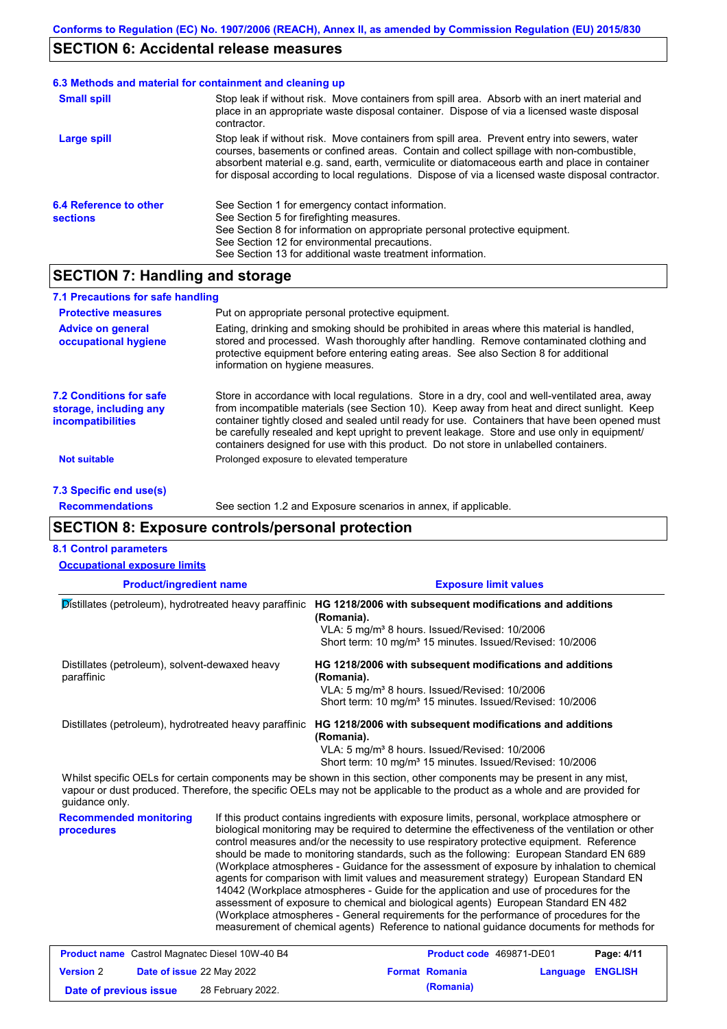## SECTION 6: Accidental release measures

### 6.3 Methods and material for containment and cleaning up

**Small spill**
Stop leak if without risk. Move containers from spill area. Absorb with an inert material and place in an appropriate waste disposal container. Dispose of via a licensed waste disposal contractor.

**Large spill**
Stop leak if without risk. Move containers from spill area. Prevent entry into sewers, water courses, basements or confined areas. Contain and collect spillage with non-combustible, absorbent material e.g. sand, earth, vermiculite or diatomaceous earth and place in container for disposal according to local regulations. Dispose of via a licensed waste disposal contractor.

### 6.4 Reference to other sections

See Section 1 for emergency contact information.
See Section 5 for firefighting measures.
See Section 8 for information on appropriate personal protective equipment.
See Section 12 for environmental precautions.
See Section 13 for additional waste treatment information.

## SECTION 7: Handling and storage

### 7.1 Precautions for safe handling

**Protective measures**
Put on appropriate personal protective equipment.

**Advice on general occupational hygiene**
Eating, drinking and smoking should be prohibited in areas where this material is handled, stored and processed. Wash thoroughly after handling. Remove contaminated clothing and protective equipment before entering eating areas. See also Section 8 for additional information on hygiene measures.

### 7.2 Conditions for safe storage, including any incompatibilities

Store in accordance with local regulations. Store in a dry, cool and well-ventilated area, away from incompatible materials (see Section 10). Keep away from heat and direct sunlight. Keep container tightly closed and sealed until ready for use. Containers that have been opened must be carefully resealed and kept upright to prevent leakage. Store and use only in equipment/ containers designed for use with this product. Do not store in unlabelled containers.

**Not suitable**
Prolonged exposure to elevated temperature

### 7.3 Specific end use(s)

**Recommendations**
See section 1.2 and Exposure scenarios in annex, if applicable.

## SECTION 8: Exposure controls/personal protection

### 8.1 Control parameters

**Occupational exposure limits**

| Product/ingredient name | Exposure limit values |
|---|---|
| Distillates (petroleum), hydrotreated heavy paraffinic | **HG 1218/2006 with subsequent modifications and additions (Romania).** VLA: 5 mg/m³ 8 hours. Issued/Revised: 10/2006 Short term: 10 mg/m³ 15 minutes. Issued/Revised: 10/2006 |
| Distillates (petroleum), solvent-dewaxed heavy paraffinic | **HG 1218/2006 with subsequent modifications and additions (Romania).** VLA: 5 mg/m³ 8 hours. Issued/Revised: 10/2006 Short term: 10 mg/m³ 15 minutes. Issued/Revised: 10/2006 |
| Distillates (petroleum), hydrotreated heavy paraffinic | **HG 1218/2006 with subsequent modifications and additions (Romania).** VLA: 5 mg/m³ 8 hours. Issued/Revised: 10/2006 Short term: 10 mg/m³ 15 minutes. Issued/Revised: 10/2006 |

Whilst specific OELs for certain components may be shown in this section, other components may be present in any mist, vapour or dust produced. Therefore, the specific OELs may not be applicable to the product as a whole and are provided for guidance only.

**Recommended monitoring procedures**
If this product contains ingredients with exposure limits, personal, workplace atmosphere or biological monitoring may be required to determine the effectiveness of the ventilation or other control measures and/or the necessity to use respiratory protective equipment. Reference should be made to monitoring standards, such as the following: European Standard EN 689 (Workplace atmospheres - Guidance for the assessment of exposure by inhalation to chemical agents for comparison with limit values and measurement strategy) European Standard EN 14042 (Workplace atmospheres - Guide for the application and use of procedures for the assessment of exposure to chemical and biological agents) European Standard EN 482 (Workplace atmospheres - General requirements for the performance of procedures for the measurement of chemical agents) Reference to national guidance documents for methods for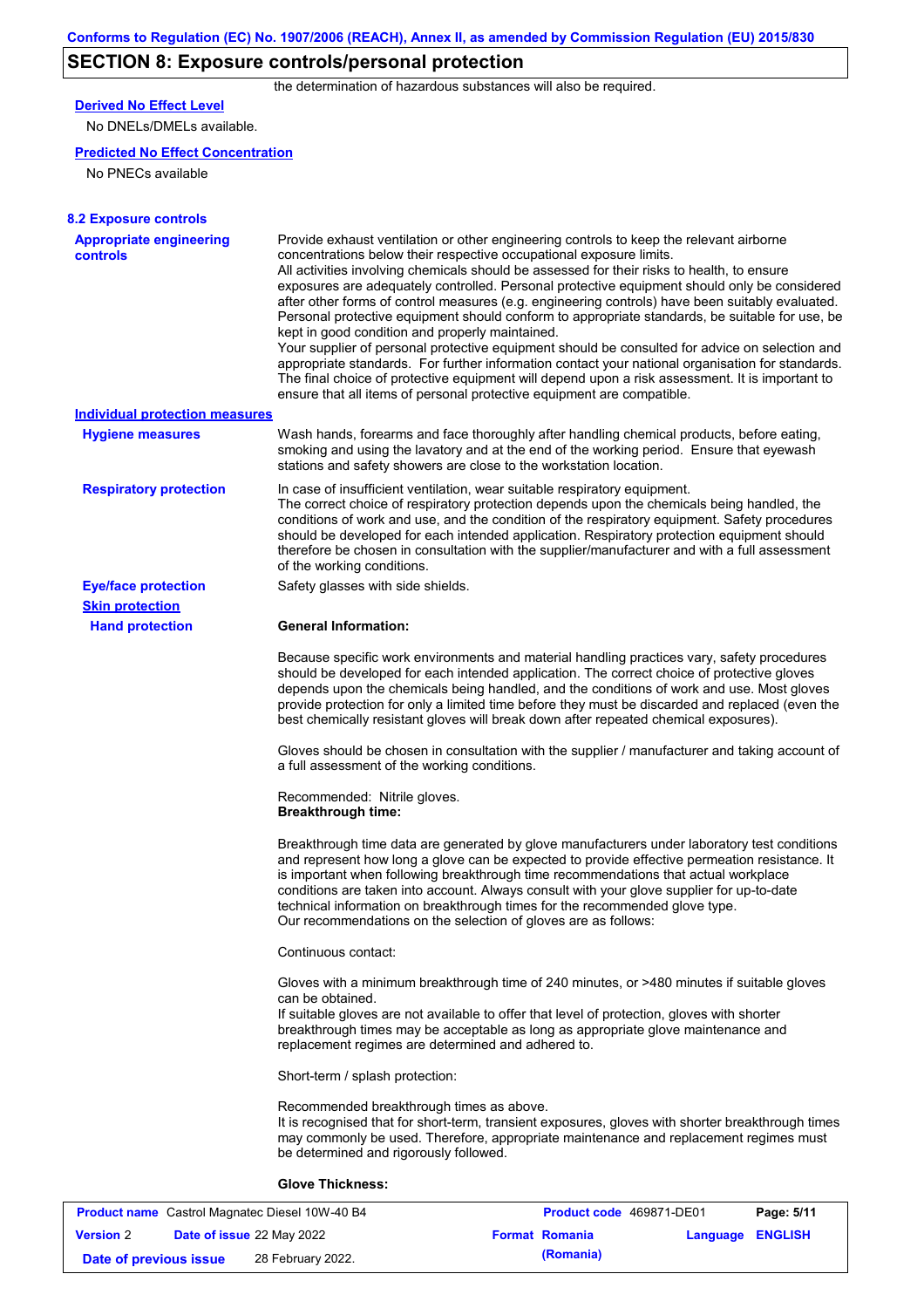## SECTION 8: Exposure controls/personal protection

the determination of hazardous substances will also be required.

**Derived No Effect Level**

No DNELs/DMELs available.

**Predicted No Effect Concentration**

No PNECs available

### 8.2 Exposure controls

**Appropriate engineering controls**

Provide exhaust ventilation or other engineering controls to keep the relevant airborne concentrations below their respective occupational exposure limits.
All activities involving chemicals should be assessed for their risks to health, to ensure exposures are adequately controlled. Personal protective equipment should only be considered after other forms of control measures (e.g. engineering controls) have been suitably evaluated. Personal protective equipment should conform to appropriate standards, be suitable for use, be kept in good condition and properly maintained.
Your supplier of personal protective equipment should be consulted for advice on selection and appropriate standards. For further information contact your national organisation for standards.
The final choice of protective equipment will depend upon a risk assessment. It is important to ensure that all items of personal protective equipment are compatible.

**Individual protection measures**

**Hygiene measures**

Wash hands, forearms and face thoroughly after handling chemical products, before eating, smoking and using the lavatory and at the end of the working period. Ensure that eyewash stations and safety showers are close to the workstation location.

**Respiratory protection**

In case of insufficient ventilation, wear suitable respiratory equipment.
The correct choice of respiratory protection depends upon the chemicals being handled, the conditions of work and use, and the condition of the respiratory equipment. Safety procedures should be developed for each intended application. Respiratory protection equipment should therefore be chosen in consultation with the supplier/manufacturer and with a full assessment of the working conditions.

**Eye/face protection**

Safety glasses with side shields.

**Skin protection**

**Hand protection**

**General Information:**

Because specific work environments and material handling practices vary, safety procedures should be developed for each intended application. The correct choice of protective gloves depends upon the chemicals being handled, and the conditions of work and use. Most gloves provide protection for only a limited time before they must be discarded and replaced (even the best chemically resistant gloves will break down after repeated chemical exposures).

Gloves should be chosen in consultation with the supplier / manufacturer and taking account of a full assessment of the working conditions.

Recommended: Nitrile gloves.
**Breakthrough time:**

Breakthrough time data are generated by glove manufacturers under laboratory test conditions and represent how long a glove can be expected to provide effective permeation resistance. It is important when following breakthrough time recommendations that actual workplace conditions are taken into account. Always consult with your glove supplier for up-to-date technical information on breakthrough times for the recommended glove type.
Our recommendations on the selection of gloves are as follows:

Continuous contact:

Gloves with a minimum breakthrough time of 240 minutes, or >480 minutes if suitable gloves can be obtained.
If suitable gloves are not available to offer that level of protection, gloves with shorter breakthrough times may be acceptable as long as appropriate glove maintenance and replacement regimes are determined and adhered to.

Short-term / splash protection:

Recommended breakthrough times as above.
It is recognised that for short-term, transient exposures, gloves with shorter breakthrough times may commonly be used. Therefore, appropriate maintenance and replacement regimes must be determined and rigorously followed.

**Glove Thickness:**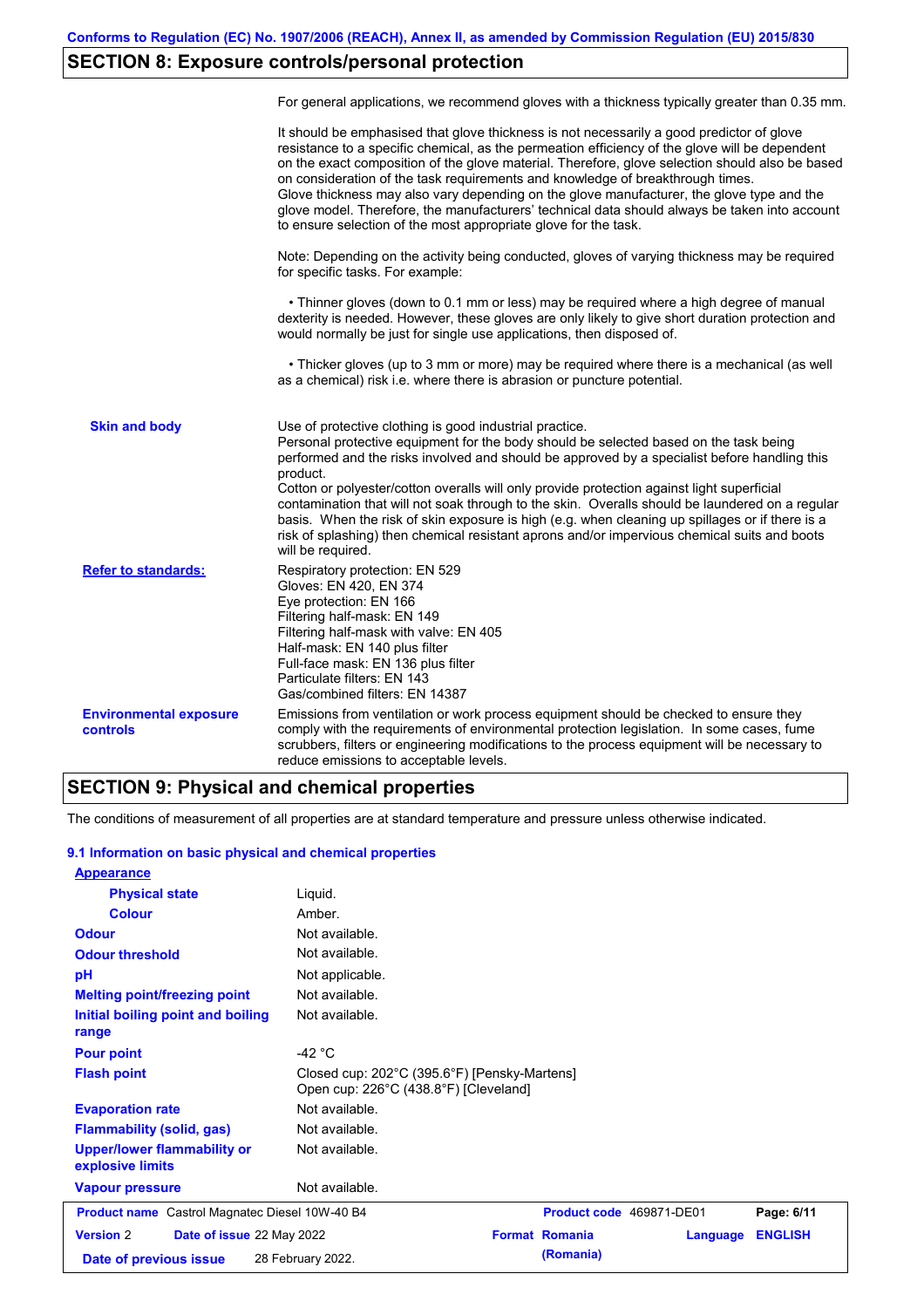## SECTION 8: Exposure controls/personal protection

For general applications, we recommend gloves with a thickness typically greater than 0.35 mm.

It should be emphasised that glove thickness is not necessarily a good predictor of glove resistance to a specific chemical, as the permeation efficiency of the glove will be dependent on the exact composition of the glove material. Therefore, glove selection should also be based on consideration of the task requirements and knowledge of breakthrough times.
Glove thickness may also vary depending on the glove manufacturer, the glove type and the glove model. Therefore, the manufacturers' technical data should always be taken into account to ensure selection of the most appropriate glove for the task.

Note: Depending on the activity being conducted, gloves of varying thickness may be required for specific tasks. For example:

• Thinner gloves (down to 0.1 mm or less) may be required where a high degree of manual dexterity is needed. However, these gloves are only likely to give short duration protection and would normally be just for single use applications, then disposed of.

• Thicker gloves (up to 3 mm or more) may be required where there is a mechanical (as well as a chemical) risk i.e. where there is abrasion or puncture potential.

**Skin and body**

Use of protective clothing is good industrial practice.
Personal protective equipment for the body should be selected based on the task being performed and the risks involved and should be approved by a specialist before handling this product.
Cotton or polyester/cotton overalls will only provide protection against light superficial contamination that will not soak through to the skin. Overalls should be laundered on a regular basis. When the risk of skin exposure is high (e.g. when cleaning up spillages or if there is a risk of splashing) then chemical resistant aprons and/or impervious chemical suits and boots will be required.

**Refer to standards:**

Respiratory protection: EN 529
Gloves: EN 420, EN 374
Eye protection: EN 166
Filtering half-mask: EN 149
Filtering half-mask with valve: EN 405
Half-mask: EN 140 plus filter
Full-face mask: EN 136 plus filter
Particulate filters: EN 143
Gas/combined filters: EN 14387

**Environmental exposure controls**

Emissions from ventilation or work process equipment should be checked to ensure they comply with the requirements of environmental protection legislation. In some cases, fume scrubbers, filters or engineering modifications to the process equipment will be necessary to reduce emissions to acceptable levels.

## SECTION 9: Physical and chemical properties

The conditions of measurement of all properties are at standard temperature and pressure unless otherwise indicated.

### 9.1 Information on basic physical and chemical properties

| Property | Value |
|---|---|
| **Appearance** | |
| **Physical state** | Liquid. |
| **Colour** | Amber. |
| **Odour** | Not available. |
| **Odour threshold** | Not available. |
| **pH** | Not applicable. |
| **Melting point/freezing point** | Not available. |
| **Initial boiling point and boiling range** | Not available. |
| **Pour point** | -42 °C |
| **Flash point** | Closed cup: 202°C (395.6°F) [Pensky-Martens]<br>Open cup: 226°C (438.8°F) [Cleveland] |
| **Evaporation rate** | Not available. |
| **Flammability (solid, gas)** | Not available. |
| **Upper/lower flammability or explosive limits** | Not available. |
| **Vapour pressure** | Not available. |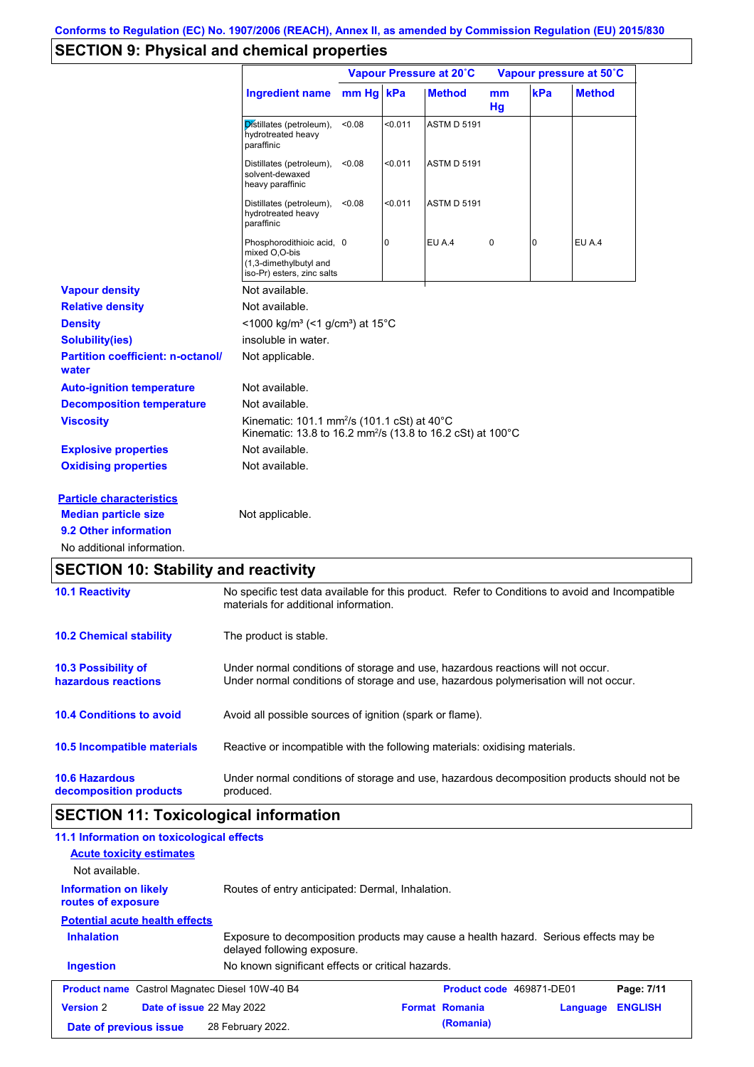Conforms to Regulation (EC) No. 1907/2006 (REACH), Annex II, as amended by Commission Regulation (EU) 2015/830

## SECTION 9: Physical and chemical properties

| Ingredient name | Vapour Pressure at 20˚C | | | Vapour pressure at 50˚C | | |
|---|---|---|---|---|---|---|
| | mm Hg | kPa | Method | mm Hg | kPa | Method |
| Distillates (petroleum), hydrotreated heavy paraffinic | <0.08 | <0.011 | ASTM D 5191 | | | |
| Distillates (petroleum), solvent-dewaxed heavy paraffinic | <0.08 | <0.011 | ASTM D 5191 | | | |
| Distillates (petroleum), hydrotreated heavy paraffinic | <0.08 | <0.011 | ASTM D 5191 | | | |
| Phosphorodithioic acid, mixed O,O-bis (1,3-dimethylbutyl and iso-Pr) esters, zinc salts | 0 | 0 | EU A.4 | 0 | 0 | EU A.4 |

**Vapour density** Not available.

**Relative density** Not available.

**Density** <1000 kg/m³ (<1 g/cm³) at 15°C

**Solubility(ies)** insoluble in water.

**Partition coefficient: n-octanol/water** Not applicable.

**Auto-ignition temperature** Not available.

**Decomposition temperature** Not available.

**Viscosity** Kinematic: 101.1 mm²/s (101.1 cSt) at 40°C
Kinematic: 13.8 to 16.2 mm²/s (13.8 to 16.2 cSt) at 100°C

**Explosive properties** Not available.

**Oxidising properties** Not available.

**Particle characteristics**

**Median particle size** Not applicable.

**9.2 Other information**

No additional information.

## SECTION 10: Stability and reactivity

**10.1 Reactivity** No specific test data available for this product. Refer to Conditions to avoid and Incompatible materials for additional information.

**10.2 Chemical stability** The product is stable.

**10.3 Possibility of hazardous reactions** Under normal conditions of storage and use, hazardous reactions will not occur.
Under normal conditions of storage and use, hazardous polymerisation will not occur.

**10.4 Conditions to avoid** Avoid all possible sources of ignition (spark or flame).

**10.5 Incompatible materials** Reactive or incompatible with the following materials: oxidising materials.

**10.6 Hazardous decomposition products** Under normal conditions of storage and use, hazardous decomposition products should not be produced.

## SECTION 11: Toxicological information

**11.1 Information on toxicological effects**

**Acute toxicity estimates**

Not available.

**Information on likely routes of exposure** Routes of entry anticipated: Dermal, Inhalation.

**Potential acute health effects**

**Inhalation** Exposure to decomposition products may cause a health hazard. Serious effects may be delayed following exposure.

**Ingestion** No known significant effects or critical hazards.

| Product name Castrol Magnatec Diesel 10W-40 B4 | Product code 469871-DE01 |
|---|---|
| Version 2 Date of issue 22 May 2022 | Format Romania (Romania) Language ENGLISH |
| Date of previous issue 28 February 2022. | |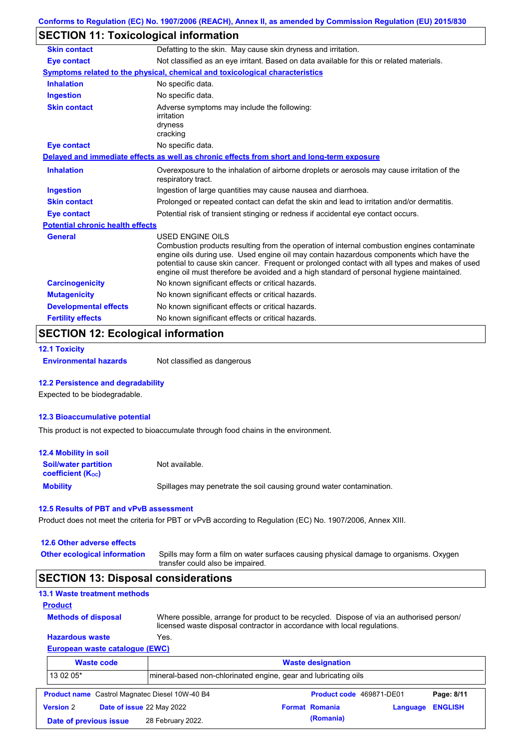## SECTION 11: Toxicological information

**Skin contact** Defatting to the skin. May cause skin dryness and irritation.

**Eye contact** Not classified as an eye irritant. Based on data available for this or related materials.

**Symptoms related to the physical, chemical and toxicological characteristics**

**Inhalation** No specific data.

**Ingestion** No specific data.

**Skin contact** Adverse symptoms may include the following:
irritation
dryness
cracking

**Eye contact** No specific data.

**Delayed and immediate effects as well as chronic effects from short and long-term exposure**

**Inhalation** Overexposure to the inhalation of airborne droplets or aerosols may cause irritation of the respiratory tract.

**Ingestion** Ingestion of large quantities may cause nausea and diarrhoea.

**Skin contact** Prolonged or repeated contact can defat the skin and lead to irritation and/or dermatitis.

**Eye contact** Potential risk of transient stinging or redness if accidental eye contact occurs.

**Potential chronic health effects**

**General** USED ENGINE OILS
Combustion products resulting from the operation of internal combustion engines contaminate engine oils during use. Used engine oil may contain hazardous components which have the potential to cause skin cancer. Frequent or prolonged contact with all types and makes of used engine oil must therefore be avoided and a high standard of personal hygiene maintained.

**Carcinogenicity** No known significant effects or critical hazards.

**Mutagenicity** No known significant effects or critical hazards.

**Developmental effects** No known significant effects or critical hazards.

**Fertility effects** No known significant effects or critical hazards.

## SECTION 12: Ecological information

### 12.1 Toxicity

**Environmental hazards** Not classified as dangerous

### 12.2 Persistence and degradability

Expected to be biodegradable.

### 12.3 Bioaccumulative potential

This product is not expected to bioaccumulate through food chains in the environment.

### 12.4 Mobility in soil

**Soil/water partition coefficient ($K_{OC}$)** Not available.

**Mobility** Spillages may penetrate the soil causing ground water contamination.

### 12.5 Results of PBT and vPvB assessment

Product does not meet the criteria for PBT or vPvB according to Regulation (EC) No. 1907/2006, Annex XIII.

### 12.6 Other adverse effects

**Other ecological information** Spills may form a film on water surfaces causing physical damage to organisms. Oxygen transfer could also be impaired.

## SECTION 13: Disposal considerations

### 13.1 Waste treatment methods

**Product**

**Methods of disposal** Where possible, arrange for product to be recycled. Dispose of via an authorised person/ licensed waste disposal contractor in accordance with local regulations.

**Hazardous waste** Yes.

**European waste catalogue (EWC)**

| Waste code | Waste designation |
|---|---|
| 13 02 05* | mineral-based non-chlorinated engine, gear and lubricating oils |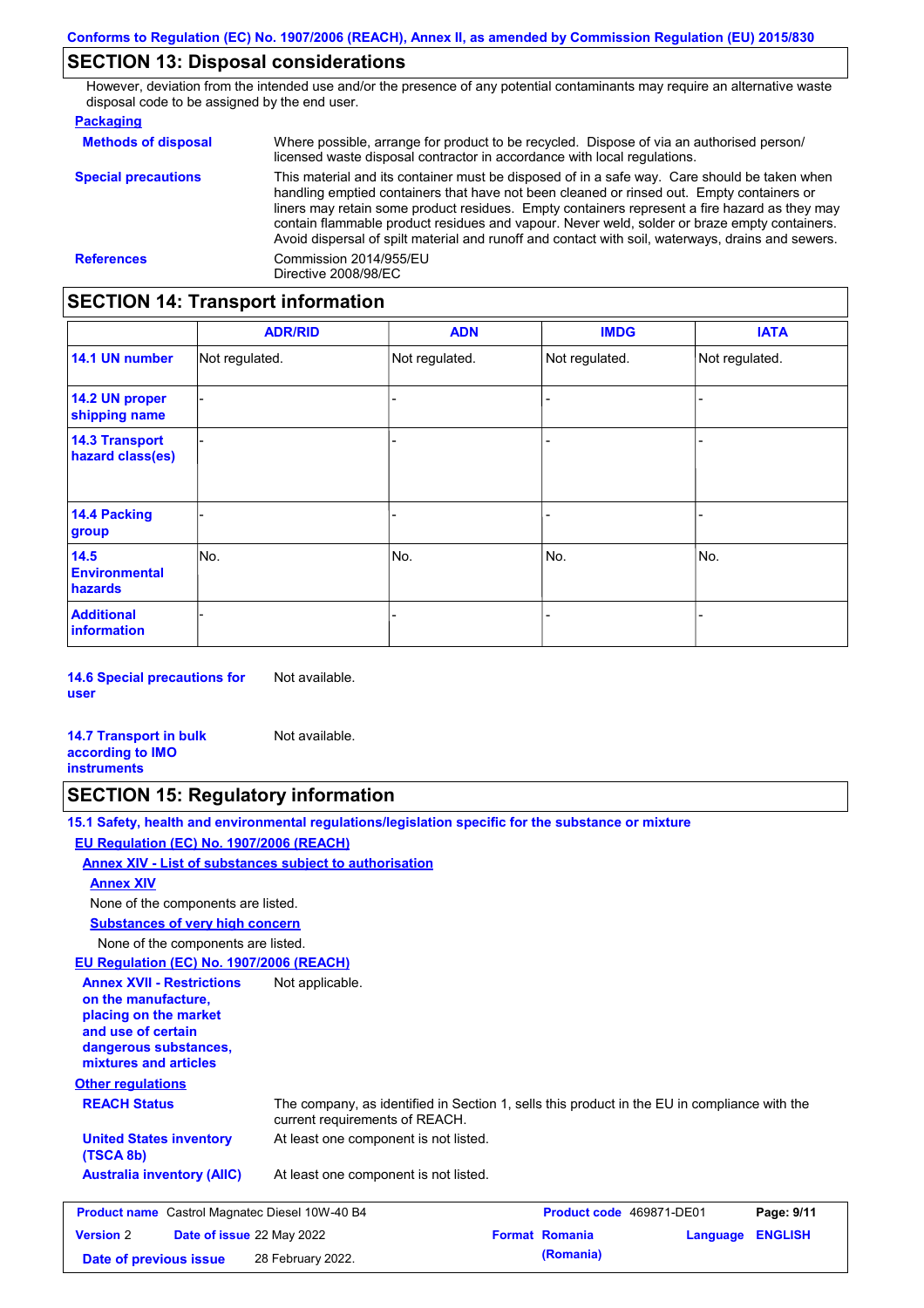## SECTION 13: Disposal considerations

However, deviation from the intended use and/or the presence of any potential contaminants may require an alternative waste disposal code to be assigned by the end user.

**Packaging**

**Methods of disposal** — Where possible, arrange for product to be recycled. Dispose of via an authorised person/ licensed waste disposal contractor in accordance with local regulations.

**Special precautions** — This material and its container must be disposed of in a safe way. Care should be taken when handling emptied containers that have not been cleaned or rinsed out. Empty containers or liners may retain some product residues. Empty containers represent a fire hazard as they may contain flammable product residues and vapour. Never weld, solder or braze empty containers. Avoid dispersal of spilt material and runoff and contact with soil, waterways, drains and sewers.

**References** — Commission 2014/955/EU
Directive 2008/98/EC

## SECTION 14: Transport information

| | ADR/RID | ADN | IMDG | IATA |
|---|---|---|---|---|
| **14.1 UN number** | Not regulated. | Not regulated. | Not regulated. | Not regulated. |
| **14.2 UN proper shipping name** | - | - | - | - |
| **14.3 Transport hazard class(es)** | - | - | - | - |
| **14.4 Packing group** | - | - | - | - |
| **14.5 Environmental hazards** | No. | No. | No. | No. |
| **Additional information** | - | - | - | - |

**14.6 Special precautions for user** — Not available.

**14.7 Transport in bulk according to IMO instruments** — Not available.

## SECTION 15: Regulatory information

**15.1 Safety, health and environmental regulations/legislation specific for the substance or mixture**

**EU Regulation (EC) No. 1907/2006 (REACH)**

**Annex XIV - List of substances subject to authorisation**

**Annex XIV**

None of the components are listed.

**Substances of very high concern**

None of the components are listed.

**EU Regulation (EC) No. 1907/2006 (REACH)**

**Annex XVII - Restrictions on the manufacture, placing on the market and use of certain dangerous substances, mixtures and articles** — Not applicable.

**Other regulations**

**REACH Status** — The company, as identified in Section 1, sells this product in the EU in compliance with the current requirements of REACH.

**United States inventory (TSCA 8b)** — At least one component is not listed.

**Australia inventory (AIIC)** — At least one component is not listed.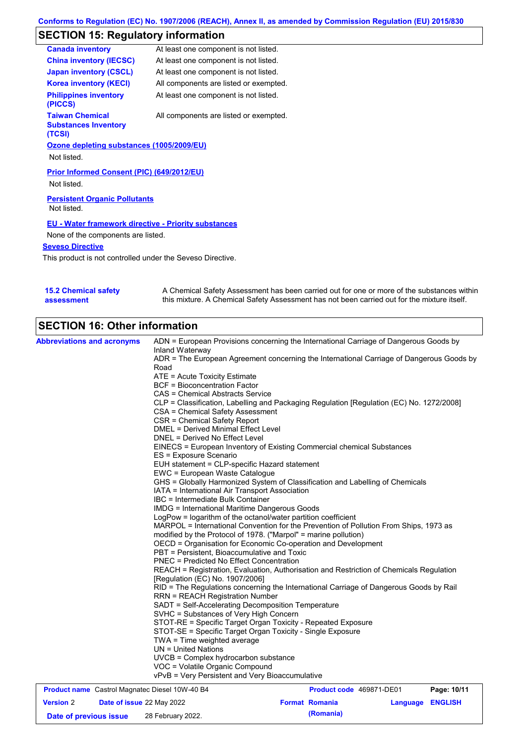## SECTION 15: Regulatory information

| | |
|---|---|
| **Canada inventory** | At least one component is not listed. |
| **China inventory (IECSC)** | At least one component is not listed. |
| **Japan inventory (CSCL)** | At least one component is not listed. |
| **Korea inventory (KECI)** | All components are listed or exempted. |
| **Philippines inventory (PICCS)** | At least one component is not listed. |
| **Taiwan Chemical Substances Inventory (TCSI)** | All components are listed or exempted. |

**Ozone depleting substances (1005/2009/EU)**

Not listed.

**Prior Informed Consent (PIC) (649/2012/EU)**

Not listed.

**Persistent Organic Pollutants**

Not listed.

**EU - Water framework directive - Priority substances**

None of the components are listed.

**Seveso Directive**

This product is not controlled under the Seveso Directive.

**15.2 Chemical safety assessment**

A Chemical Safety Assessment has been carried out for one or more of the substances within this mixture. A Chemical Safety Assessment has not been carried out for the mixture itself.

## SECTION 16: Other information

**Abbreviations and acronyms**

ADN = European Provisions concerning the International Carriage of Dangerous Goods by Inland Waterway
ADR = The European Agreement concerning the International Carriage of Dangerous Goods by Road
ATE = Acute Toxicity Estimate
BCF = Bioconcentration Factor
CAS = Chemical Abstracts Service
CLP = Classification, Labelling and Packaging Regulation [Regulation (EC) No. 1272/2008]
CSA = Chemical Safety Assessment
CSR = Chemical Safety Report
DMEL = Derived Minimal Effect Level
DNEL = Derived No Effect Level
EINECS = European Inventory of Existing Commercial chemical Substances
ES = Exposure Scenario
EUH statement = CLP-specific Hazard statement
EWC = European Waste Catalogue
GHS = Globally Harmonized System of Classification and Labelling of Chemicals
IATA = International Air Transport Association
IBC = Intermediate Bulk Container
IMDG = International Maritime Dangerous Goods
LogPow = logarithm of the octanol/water partition coefficient
MARPOL = International Convention for the Prevention of Pollution From Ships, 1973 as modified by the Protocol of 1978. ("Marpol" = marine pollution)
OECD = Organisation for Economic Co-operation and Development
PBT = Persistent, Bioaccumulative and Toxic
PNEC = Predicted No Effect Concentration
REACH = Registration, Evaluation, Authorisation and Restriction of Chemicals Regulation [Regulation (EC) No. 1907/2006]
RID = The Regulations concerning the International Carriage of Dangerous Goods by Rail
RRN = REACH Registration Number
SADT = Self-Accelerating Decomposition Temperature
SVHC = Substances of Very High Concern
STOT-RE = Specific Target Organ Toxicity - Repeated Exposure
STOT-SE = Specific Target Organ Toxicity - Single Exposure
TWA = Time weighted average
UN = United Nations
UVCB = Complex hydrocarbon substance
VOC = Volatile Organic Compound
vPvB = Very Persistent and Very Bioaccumulative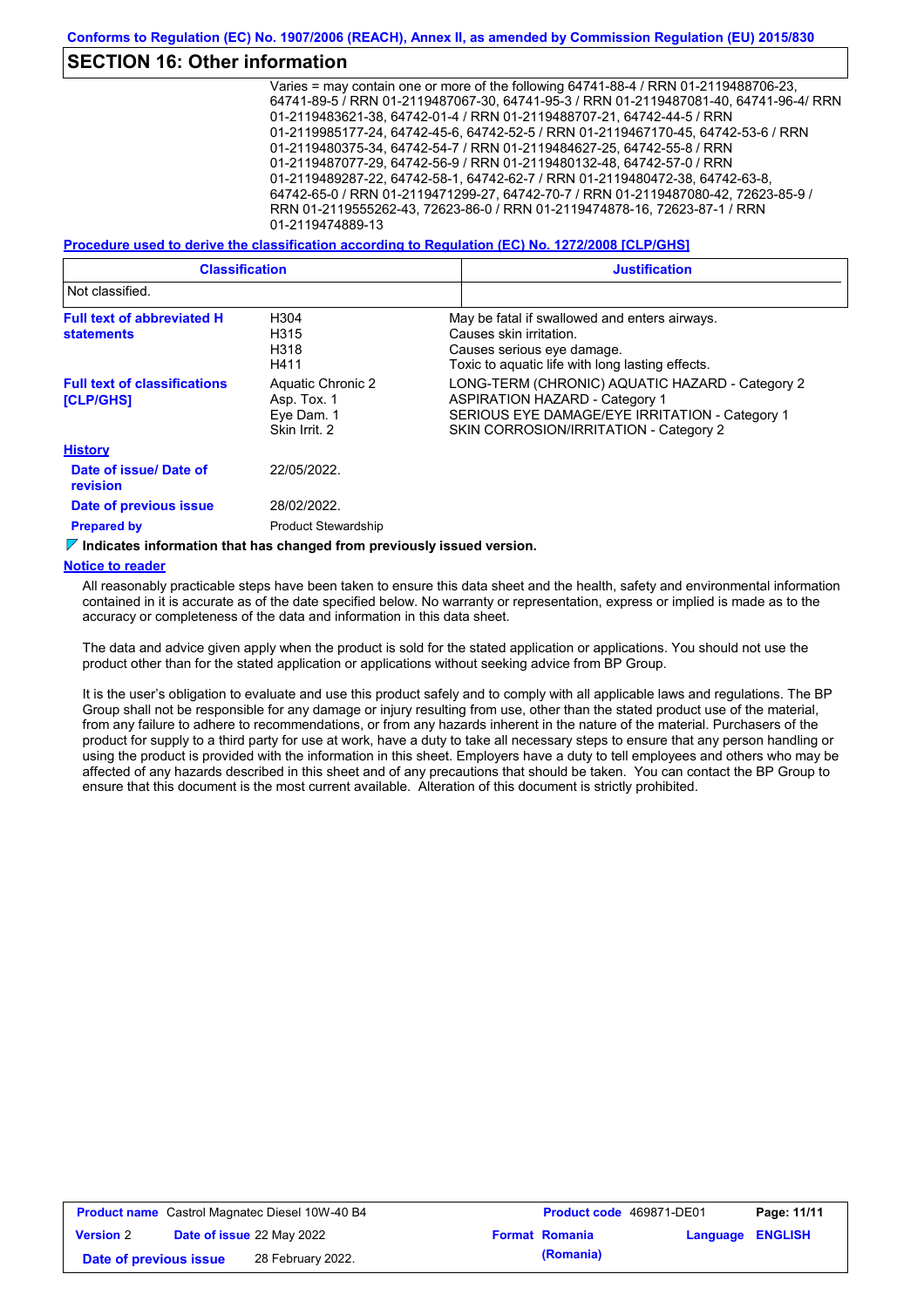## SECTION 16: Other information

Varies = may contain one or more of the following 64741-88-4 / RRN 01-2119488706-23, 64741-89-5 / RRN 01-2119487067-30, 64741-95-3 / RRN 01-2119487081-40, 64741-96-4/ RRN 01-2119483621-38, 64742-01-4 / RRN 01-2119488707-21, 64742-44-5 / RRN 01-2119985177-24, 64742-45-6, 64742-52-5 / RRN 01-2119467170-45, 64742-53-6 / RRN 01-2119480375-34, 64742-54-7 / RRN 01-2119484627-25, 64742-55-8 / RRN 01-2119487077-29, 64742-56-9 / RRN 01-2119480132-48, 64742-57-0 / RRN 01-2119489287-22, 64742-58-1, 64742-62-7 / RRN 01-2119480472-38, 64742-63-8, 64742-65-0 / RRN 01-2119471299-27, 64742-70-7 / RRN 01-2119487080-42, 72623-85-9 / RRN 01-2119555262-43, 72623-86-0 / RRN 01-2119474878-16, 72623-87-1 / RRN 01-2119474889-13

**Procedure used to derive the classification according to Regulation (EC) No. 1272/2008 [CLP/GHS]**

| Classification | Justification |
|---|---|
| Not classified. | |

**Full text of abbreviated H statements**

| | |
|---|---|
| H304 | May be fatal if swallowed and enters airways. |
| H315 | Causes skin irritation. |
| H318 | Causes serious eye damage. |
| H411 | Toxic to aquatic life with long lasting effects. |

**Full text of classifications [CLP/GHS]**

| | |
|---|---|
| Aquatic Chronic 2 | LONG-TERM (CHRONIC) AQUATIC HAZARD - Category 2 |
| Asp. Tox. 1 | ASPIRATION HAZARD - Category 1 |
| Eye Dam. 1 | SERIOUS EYE DAMAGE/EYE IRRITATION - Category 1 |
| Skin Irrit. 2 | SKIN CORROSION/IRRITATION - Category 2 |

**History**

**Date of issue/ Date of revision** 22/05/2022.

**Date of previous issue** 28/02/2022.

**Prepared by** Product Stewardship

**Indicates information that has changed from previously issued version.**

**Notice to reader**

All reasonably practicable steps have been taken to ensure this data sheet and the health, safety and environmental information contained in it is accurate as of the date specified below. No warranty or representation, express or implied is made as to the accuracy or completeness of the data and information in this data sheet.

The data and advice given apply when the product is sold for the stated application or applications. You should not use the product other than for the stated application or applications without seeking advice from BP Group.

It is the user's obligation to evaluate and use this product safely and to comply with all applicable laws and regulations. The BP Group shall not be responsible for any damage or injury resulting from use, other than the stated product use of the material, from any failure to adhere to recommendations, or from any hazards inherent in the nature of the material. Purchasers of the product for supply to a third party for use at work, have a duty to take all necessary steps to ensure that any person handling or using the product is provided with the information in this sheet. Employers have a duty to tell employees and others who may be affected of any hazards described in this sheet and of any precautions that should be taken. You can contact the BP Group to ensure that this document is the most current available. Alteration of this document is strictly prohibited.